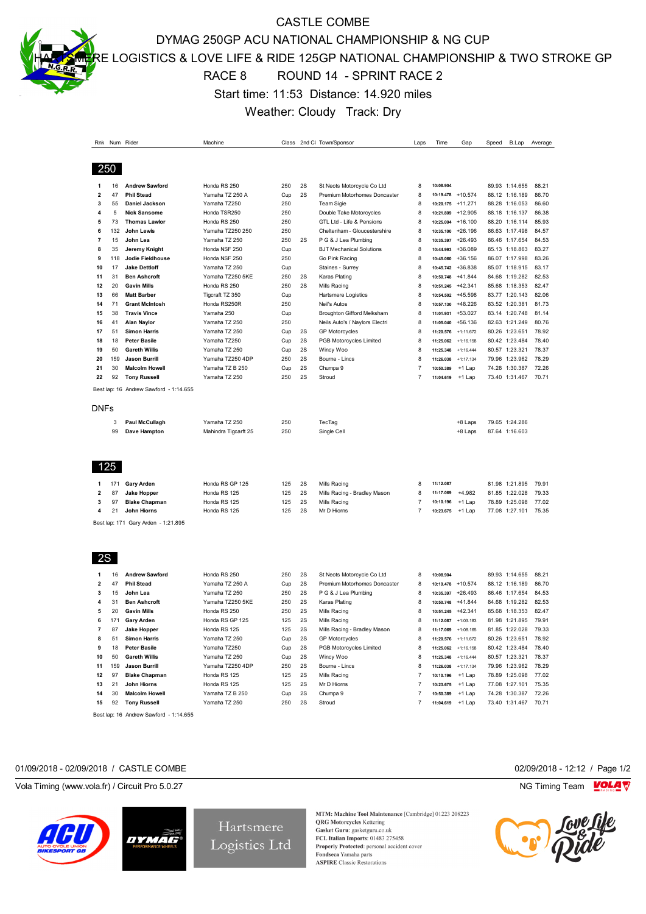# CASTLE COMBE

## DYMAG 250GP ACU NATIONAL CHAMPIONSHIP & NG CUP

## HARTSMERE LOGISTICS & LOVE LIFE & RIDE 125GP NATIONAL CHAMPIONSHIP & TWO STROKE GP

## RACE 8 ROUND 14 - SPRINT RACE 2

Start time: 11:53 Distance: 14.920 miles

Weather: Cloudy Track: Dry

### 250

| Rnk | Num | Rider | Machine | Class | 2nd Cl | Town/Sponsor | Laps | Time | Gap | Speed | B.Lap | Average |
|---|---|---|---|---|---|---|---|---|---|---|---|---|
| 1 | 16 | **Andrew Sawford** | Honda RS 250 | 250 | 2S | St Neots Motorcycle Co Ltd | 8 | 10:08.904 | | 89.93 | 1:14.655 | 88.21 |
| 2 | 47 | **Phil Stead** | Yamaha TZ 250 A | Cup | 2S | Premium Motorhomes Doncaster | 8 | 10:19.478 | +10.574 | 88.12 | 1:16.189 | 86.70 |
| 3 | 55 | **Daniel Jackson** | Yamaha TZ250 | 250 | | Team Sigie | 8 | 10:20.175 | +11.271 | 88.28 | 1:16.053 | 86.60 |
| 4 | 5 | **Nick Sansome** | Honda TSR250 | 250 | | Double Take Motorcycles | 8 | 10:21.809 | +12.905 | 88.18 | 1:16.137 | 86.38 |
| 5 | 73 | **Thomas Lawlor** | Honda RS 250 | 250 | | GTL Ltd - Life & Pensions | 8 | 10:25.004 | +16.100 | 88.20 | 1:16.114 | 85.93 |
| 6 | 132 | **John Lewis** | Yamaha TZ250 250 | 250 | | Cheltenham - Gloucestershire | 8 | 10:35.100 | +26.196 | 86.63 | 1:17.498 | 84.57 |
| 7 | 15 | **John Lea** | Yamaha TZ 250 | 250 | 2S | P G & J Lea Plumbing | 8 | 10:35.397 | +26.493 | 86.46 | 1:17.654 | 84.53 |
| 8 | 35 | **Jeremy Knight** | Honda NSF 250 | Cup | | BJT Mechanical Solutions | 8 | 10:44.993 | +36.089 | 85.13 | 1:18.863 | 83.27 |
| 9 | 118 | **Jodie Fieldhouse** | Honda NSF 250 | 250 | | Go Pink Racing | 8 | 10:45.060 | +36.156 | 86.07 | 1:17.998 | 83.26 |
| 10 | 17 | **Jake Dettloff** | Yamaha TZ 250 | Cup | | Staines - Surrey | 8 | 10:45.742 | +36.838 | 85.07 | 1:18.915 | 83.17 |
| 11 | 31 | **Ben Ashcroft** | Yamaha TZ250 5KE | 250 | 2S | Karas Plating | 8 | 10:50.748 | +41.844 | 84.68 | 1:19.282 | 82.53 |
| 12 | 20 | **Gavin Mills** | Honda RS 250 | 250 | 2S | Mills Racing | 8 | 10:51.245 | +42.341 | 85.68 | 1:18.353 | 82.47 |
| 13 | 66 | **Matt Barber** | Tigcraft TZ 350 | Cup | | Hartsmere Logistics | 8 | 10:54.502 | +45.598 | 83.77 | 1:20.143 | 82.06 |
| 14 | 71 | **Grant McIntosh** | Honda RS250R | 250 | | Neil's Autos | 8 | 10:57.130 | +48.226 | 83.52 | 1:20.381 | 81.73 |
| 15 | 38 | **Travis Vince** | Yamaha 250 | Cup | | Broughton Gifford Melksham | 8 | 11:01.931 | +53.027 | 83.14 | 1:20.748 | 81.14 |
| 16 | 41 | **Alan Naylor** | Yamaha TZ 250 | 250 | | Neils Auto's / Naylors Electri | 8 | 11:05.040 | +56.136 | 82.63 | 1:21.249 | 80.76 |
| 17 | 51 | **Simon Harris** | Yamaha TZ 250 | Cup | 2S | GP Motorcycles | 8 | 11:20.576 | +1:11.672 | 80.26 | 1:23.651 | 78.92 |
| 18 | 18 | **Peter Basile** | Yamaha TZ250 | Cup | 2S | PGB Motorcycles Limited | 8 | 11:25.062 | +1:16.158 | 80.42 | 1:23.484 | 78.40 |
| 19 | 50 | **Gareth Willis** | Yamaha TZ 250 | Cup | 2S | Wincy Woo | 8 | 11:25.348 | +1:16.444 | 80.57 | 1:23.321 | 78.37 |
| 20 | 159 | **Jason Burrill** | Yamaha TZ250 4DP | 250 | 2S | Bourne - Lincs | 8 | 11:26.038 | +1:17.134 | 79.96 | 1:23.962 | 78.29 |
| 21 | 30 | **Malcolm Howell** | Yamaha TZ B 250 | Cup | 2S | Chumpa 9 | 7 | 10:50.389 | +1 Lap | 74.28 | 1:30.387 | 72.26 |
| 22 | 92 | **Tony Russell** | Yamaha TZ 250 | 250 | 2S | Stroud | 7 | 11:04.619 | +1 Lap | 73.40 | 1:31.467 | 70.71 |

Best lap: 16 Andrew Sawford - 1:14.655

#### DNFs

| Rnk | Num | Rider | Machine | Class | 2nd Cl | Town/Sponsor | Laps | Time | Gap | Speed | B.Lap | Average |
|---|---|---|---|---|---|---|---|---|---|---|---|---|
| | 3 | **Paul McCullagh** | Yamaha TZ 250 | 250 | | TecTag | | | +8 Laps | 79.65 | 1:24.286 | |
| | 99 | **Dave Hampton** | Mahindra Tigcarft 25 | 250 | | Single Cell | | | +8 Laps | 87.64 | 1:16.603 | |

### 125

| Rnk | Num | Rider | Machine | Class | 2nd Cl | Town/Sponsor | Laps | Time | Gap | Speed | B.Lap | Average |
|---|---|---|---|---|---|---|---|---|---|---|---|---|
| 1 | 171 | **Gary Arden** | Honda RS GP 125 | 125 | 2S | Mills Racing | 8 | 11:12.087 | | 81.98 | 1:21.895 | 79.91 |
| 2 | 87 | **Jake Hopper** | Honda RS 125 | 125 | 2S | Mills Racing - Bradley Mason | 8 | 11:17.069 | +4.982 | 81.85 | 1:22.028 | 79.33 |
| 3 | 97 | **Blake Chapman** | Honda RS 125 | 125 | 2S | Mills Racing | 7 | 10:10.196 | +1 Lap | 78.89 | 1:25.098 | 77.02 |
| 4 | 21 | **John Hiorns** | Honda RS 125 | 125 | 2S | Mr D Hiorns | 7 | 10:23.675 | +1 Lap | 77.08 | 1:27.101 | 75.35 |

Best lap: 171 Gary Arden - 1:21.895

### 2S

| Rnk | Num | Rider | Machine | Class | 2nd Cl | Town/Sponsor | Laps | Time | Gap | Speed | B.Lap | Average |
|---|---|---|---|---|---|---|---|---|---|---|---|---|
| 1 | 16 | **Andrew Sawford** | Honda RS 250 | 250 | 2S | St Neots Motorcycle Co Ltd | 8 | 10:08.904 | | 89.93 | 1:14.655 | 88.21 |
| 2 | 47 | **Phil Stead** | Yamaha TZ 250 A | Cup | 2S | Premium Motorhomes Doncaster | 8 | 10:19.478 | +10.574 | 88.12 | 1:16.189 | 86.70 |
| 3 | 15 | **John Lea** | Yamaha TZ 250 | 250 | 2S | P G & J Lea Plumbing | 8 | 10:35.397 | +26.493 | 86.46 | 1:17.654 | 84.53 |
| 4 | 31 | **Ben Ashcroft** | Yamaha TZ250 5KE | 250 | 2S | Karas Plating | 8 | 10:50.748 | +41.844 | 84.68 | 1:19.282 | 82.53 |
| 5 | 20 | **Gavin Mills** | Honda RS 250 | 250 | 2S | Mills Racing | 8 | 10:51.245 | +42.341 | 85.68 | 1:18.353 | 82.47 |
| 6 | 171 | **Gary Arden** | Honda RS GP 125 | 125 | 2S | Mills Racing | 8 | 11:12.087 | +1:03.183 | 81.98 | 1:21.895 | 79.91 |
| 7 | 87 | **Jake Hopper** | Honda RS 125 | 125 | 2S | Mills Racing - Bradley Mason | 8 | 11:17.069 | +1:08.165 | 81.85 | 1:22.028 | 79.33 |
| 8 | 51 | **Simon Harris** | Yamaha TZ 250 | Cup | 2S | GP Motorcycles | 8 | 11:20.576 | +1:11.672 | 80.26 | 1:23.651 | 78.92 |
| 9 | 18 | **Peter Basile** | Yamaha TZ250 | Cup | 2S | PGB Motorcycles Limited | 8 | 11:25.062 | +1:16.158 | 80.42 | 1:23.484 | 78.40 |
| 10 | 50 | **Gareth Willis** | Yamaha TZ 250 | Cup | 2S | Wincy Woo | 8 | 11:25.348 | +1:16.444 | 80.57 | 1:23.321 | 78.37 |
| 11 | 159 | **Jason Burrill** | Yamaha TZ250 4DP | 250 | 2S | Bourne - Lincs | 8 | 11:26.038 | +1:17.134 | 79.96 | 1:23.962 | 78.29 |
| 12 | 97 | **Blake Chapman** | Honda RS 125 | 125 | 2S | Mills Racing | 7 | 10:10.196 | +1 Lap | 78.89 | 1:25.098 | 77.02 |
| 13 | 21 | **John Hiorns** | Honda RS 125 | 125 | 2S | Mr D Hiorns | 7 | 10:23.675 | +1 Lap | 77.08 | 1:27.101 | 75.35 |
| 14 | 30 | **Malcolm Howell** | Yamaha TZ B 250 | Cup | 2S | Chumpa 9 | 7 | 10:50.389 | +1 Lap | 74.28 | 1:30.387 | 72.26 |
| 15 | 92 | **Tony Russell** | Yamaha TZ 250 | 250 | 2S | Stroud | 7 | 11:04.619 | +1 Lap | 73.40 | 1:31.467 | 70.71 |

Best lap: 16 Andrew Sawford - 1:14.655

01/09/2018 - 02/09/2018 / CASTLE COMBE 02/09/2018 - 12:12

Vola Timing (www.vola.fr) / Circuit Pro 5.0.27 NG Timing Team

**MTM: Machine Tool Maintenance** [Cambridge] 01223 208223
**QRG Motorcycles** Kettering
**Gasket Guru**: gasketguru.co.uk
**FCL Italian Imports**: 01483 275458
**Properly Protected**: personal accident cover
**Fondseca** Yamaha parts
**ASPIRE** Classic Restorations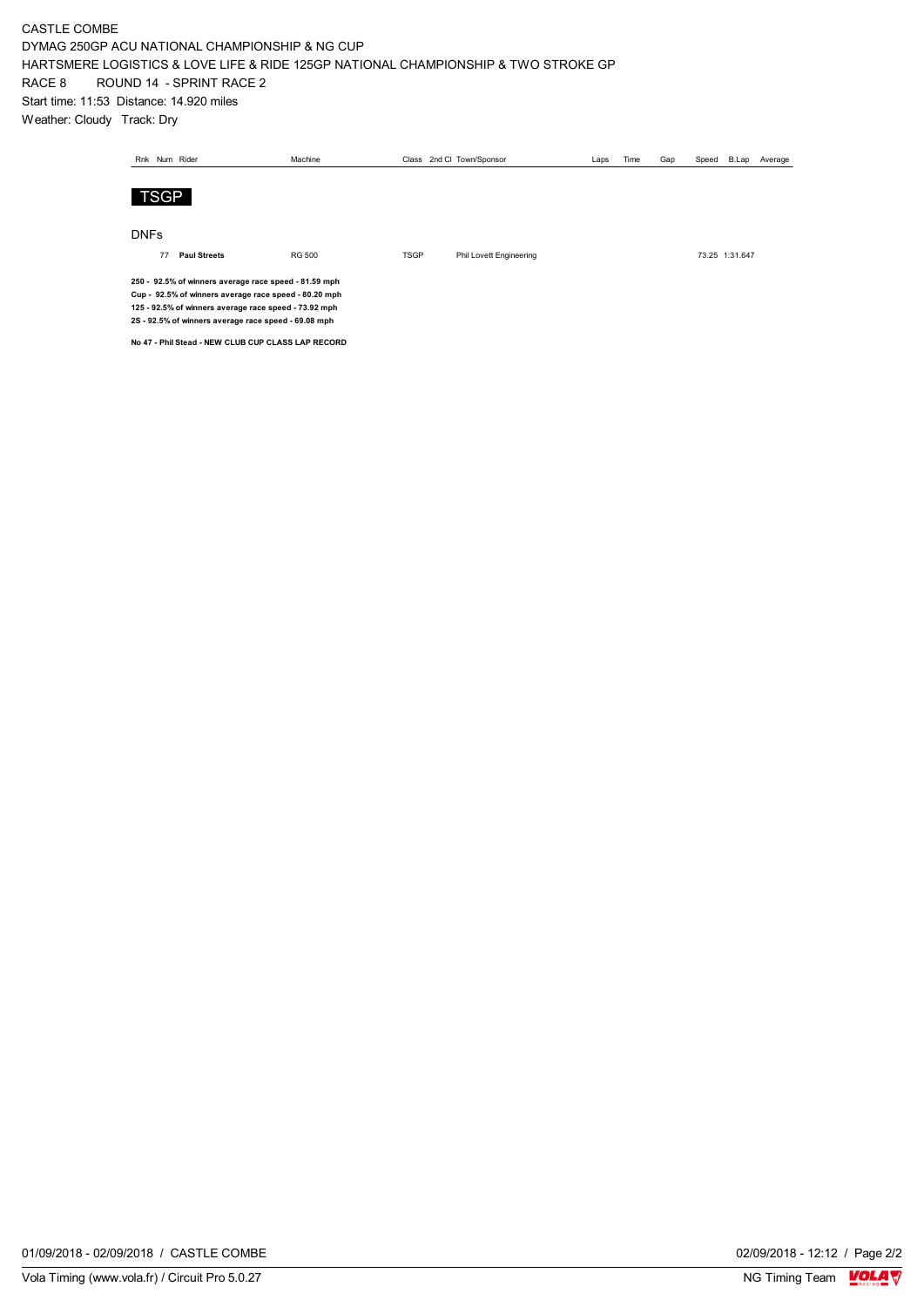CASTLE COMBE
DYMAG 250GP ACU NATIONAL CHAMPIONSHIP & NG CUP
HARTSMERE LOGISTICS & LOVE LIFE & RIDE 125GP NATIONAL CHAMPIONSHIP & TWO STROKE GP
RACE 8 ROUND 14 - SPRINT RACE 2
Start time: 11:53 Distance: 14.920 miles
Weather: Cloudy Track: Dry

## TSGP

### DNFs

| Rnk | Num | Rider | Machine | Class | 2nd Cl | Town/Sponsor | Laps | Time | Gap | Speed | B.Lap | Average |
|---|---|---|---|---|---|---|---|---|---|---|---|---|
| | 77 | **Paul Streets** | RG 500 | TSGP | | Phil Lovett Engineering | | | | 73.25 | 1:31.647 | |

**250 - 92.5% of winners average race speed - 81.59 mph**
**Cup - 92.5% of winners average race speed - 80.20 mph**
**125 - 92.5% of winners average race speed - 73.92 mph**
**2S - 92.5% of winners average race speed - 69.08 mph**

**No 47 - Phil Stead - NEW CLUB CUP CLASS LAP RECORD**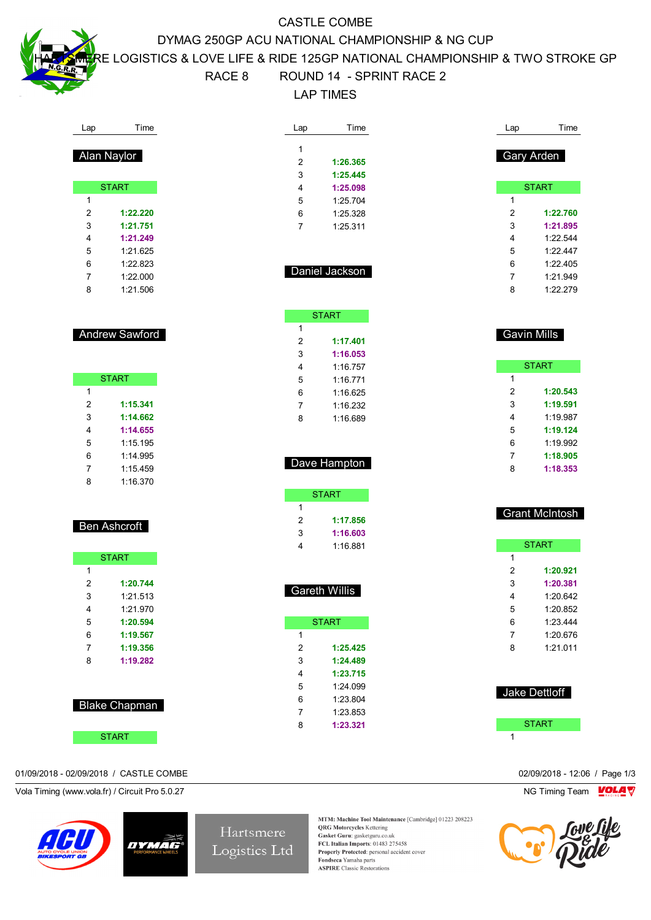# CASTLE COMBE

## DYMAG 250GP ACU NATIONAL CHAMPIONSHIP & NG CUP

## HARTSMERE LOGISTICS & LOVE LIFE & RIDE 125GP NATIONAL CHAMPIONSHIP & TWO STROKE GP

## RACE 8 ROUND 14 - SPRINT RACE 2

## LAP TIMES

### Alan Naylor

| Lap | Time |
|---|---|
| START | |
| 1 | |
| 2 | 1:22.220 |
| 3 | 1:21.751 |
| 4 | 1:21.249 |
| 5 | 1:21.625 |
| 6 | 1:22.823 |
| 7 | 1:22.000 |
| 8 | 1:21.506 |

### Andrew Sawford

| Lap | Time |
|---|---|
| START | |
| 1 | |
| 2 | 1:15.341 |
| 3 | 1:14.662 |
| 4 | 1:14.655 |
| 5 | 1:15.195 |
| 6 | 1:14.995 |
| 7 | 1:15.459 |
| 8 | 1:16.370 |

### Ben Ashcroft

| Lap | Time |
|---|---|
| START | |
| 1 | |
| 2 | 1:20.744 |
| 3 | 1:21.513 |
| 4 | 1:21.970 |
| 5 | 1:20.594 |
| 6 | 1:19.567 |
| 7 | 1:19.356 |
| 8 | 1:19.282 |

### Blake Chapman

| Lap | Time |
|---|---|
| START | |
| 1 | |
| 2 | 1:26.365 |
| 3 | 1:25.445 |
| 4 | 1:25.098 |
| 5 | 1:25.704 |
| 6 | 1:25.328 |
| 7 | 1:25.311 |

### Daniel Jackson

| Lap | Time |
|---|---|
| START | |
| 1 | |
| 2 | 1:17.401 |
| 3 | 1:16.053 |
| 4 | 1:16.757 |
| 5 | 1:16.771 |
| 6 | 1:16.625 |
| 7 | 1:16.232 |
| 8 | 1:16.689 |

### Dave Hampton

| Lap | Time |
|---|---|
| START | |
| 1 | |
| 2 | 1:17.856 |
| 3 | 1:16.603 |
| 4 | 1:16.881 |

### Gareth Willis

| Lap | Time |
|---|---|
| START | |
| 1 | |
| 2 | 1:25.425 |
| 3 | 1:24.489 |
| 4 | 1:23.715 |
| 5 | 1:24.099 |
| 6 | 1:23.804 |
| 7 | 1:23.853 |
| 8 | 1:23.321 |

### Gary Arden

| Lap | Time |
|---|---|
| START | |
| 1 | |
| 2 | 1:22.760 |
| 3 | 1:21.895 |
| 4 | 1:22.544 |
| 5 | 1:22.447 |
| 6 | 1:22.405 |
| 7 | 1:21.949 |
| 8 | 1:22.279 |

### Gavin Mills

| Lap | Time |
|---|---|
| START | |
| 1 | |
| 2 | 1:20.543 |
| 3 | 1:19.591 |
| 4 | 1:19.987 |
| 5 | 1:19.124 |
| 6 | 1:19.992 |
| 7 | 1:18.905 |
| 8 | 1:18.353 |

### Grant McIntosh

| Lap | Time |
|---|---|
| START | |
| 1 | |
| 2 | 1:20.921 |
| 3 | 1:20.381 |
| 4 | 1:20.642 |
| 5 | 1:20.852 |
| 6 | 1:23.444 |
| 7 | 1:20.676 |
| 8 | 1:21.011 |

### Jake Dettloff

| Lap | Time |
|---|---|
| START | |
| 1 | |

01/09/2018 - 02/09/2018 / CASTLE COMBE

02/09/2018 - 12:06

Vola Timing (www.vola.fr) / Circuit Pro 5.0.27

NG Timing Team

Hartsmere Logistics Ltd

**MTM: Machine Tool Maintenance** [Cambridge] 01223 208223
**QRG Motorcycles** Kettering
**Gasket Guru**: gasketguru.co.uk
**FCL Italian Imports**: 01483 275458
**Properly Protected**: personal accident cover
**Fondseca** Yamaha parts
**ASPIRE** Classic Restorations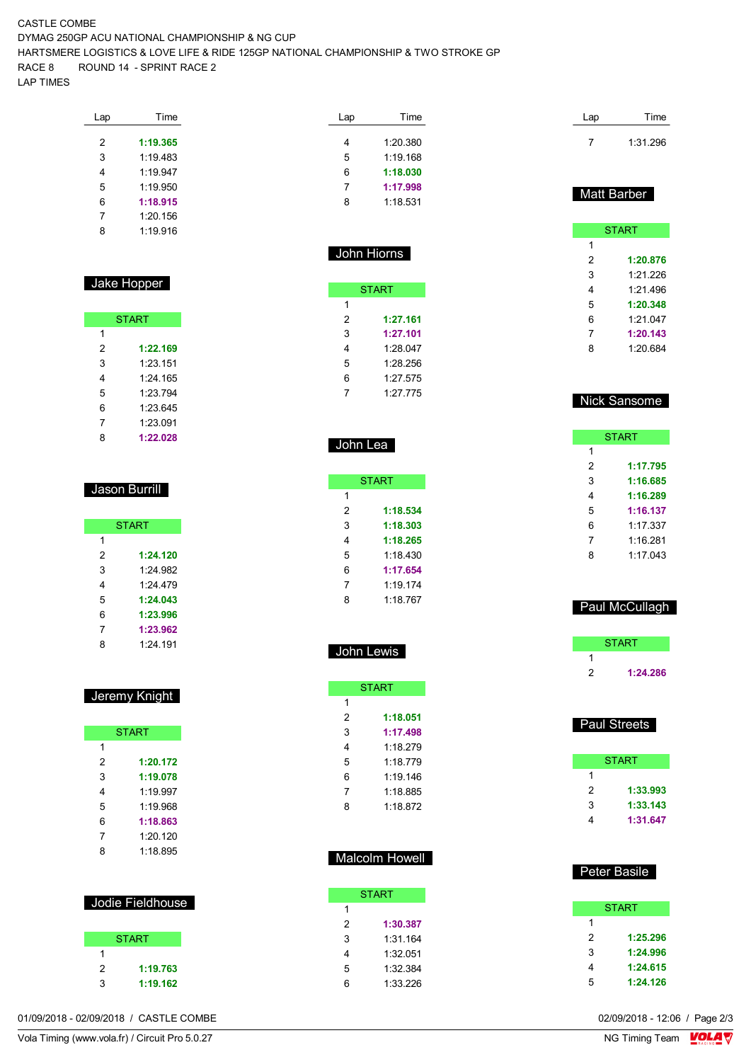CASTLE COMBE
DYMAG 250GP ACU NATIONAL CHAMPIONSHIP & NG CUP
HARTSMERE LOGISTICS & LOVE LIFE & RIDE 125GP NATIONAL CHAMPIONSHIP & TWO STROKE GP
RACE 8 ROUND 14 - SPRINT RACE 2
LAP TIMES

| Lap | Time |
|---|---|
| 2 | **1:19.365** |
| 3 | 1:19.483 |
| 4 | 1:19.947 |
| 5 | 1:19.950 |
| 6 | **1:18.915** |
| 7 | 1:20.156 |
| 8 | 1:19.916 |

## Jake Hopper

| Lap | Time |
|---|---|
| START | |
| 1 | |
| 2 | **1:22.169** |
| 3 | 1:23.151 |
| 4 | 1:24.165 |
| 5 | 1:23.794 |
| 6 | 1:23.645 |
| 7 | 1:23.091 |
| 8 | **1:22.028** |

## Jason Burrill

| Lap | Time |
|---|---|
| START | |
| 1 | |
| 2 | **1:24.120** |
| 3 | 1:24.982 |
| 4 | 1:24.479 |
| 5 | **1:24.043** |
| 6 | **1:23.996** |
| 7 | **1:23.962** |
| 8 | 1:24.191 |

## Jeremy Knight

| Lap | Time |
|---|---|
| START | |
| 1 | |
| 2 | **1:20.172** |
| 3 | **1:19.078** |
| 4 | 1:19.997 |
| 5 | 1:19.968 |
| 6 | **1:18.863** |
| 7 | 1:20.120 |
| 8 | 1:18.895 |

## Jodie Fieldhouse

| Lap | Time |
|---|---|
| START | |
| 1 | |
| 2 | **1:19.763** |
| 3 | **1:19.162** |

| Lap | Time |
|---|---|
| 4 | 1:20.380 |
| 5 | 1:19.168 |
| 6 | **1:18.030** |
| 7 | **1:17.998** |
| 8 | 1:18.531 |

## John Hiorns

| Lap | Time |
|---|---|
| START | |
| 1 | |
| 2 | **1:27.161** |
| 3 | **1:27.101** |
| 4 | 1:28.047 |
| 5 | 1:28.256 |
| 6 | 1:27.575 |
| 7 | 1:27.775 |

## John Lea

| Lap | Time |
|---|---|
| START | |
| 1 | |
| 2 | **1:18.534** |
| 3 | **1:18.303** |
| 4 | **1:18.265** |
| 5 | 1:18.430 |
| 6 | **1:17.654** |
| 7 | 1:19.174 |
| 8 | 1:18.767 |

## John Lewis

| Lap | Time |
|---|---|
| START | |
| 1 | |
| 2 | **1:18.051** |
| 3 | **1:17.498** |
| 4 | 1:18.279 |
| 5 | 1:18.779 |
| 6 | 1:19.146 |
| 7 | 1:18.885 |
| 8 | 1:18.872 |

## Malcolm Howell

| Lap | Time |
|---|---|
| START | |
| 1 | |
| 2 | **1:30.387** |
| 3 | 1:31.164 |
| 4 | 1:32.051 |
| 5 | 1:32.384 |
| 6 | 1:33.226 |

| Lap | Time |
|---|---|
| 7 | 1:31.296 |

## Matt Barber

| Lap | Time |
|---|---|
| START | |
| 1 | |
| 2 | **1:20.876** |
| 3 | 1:21.226 |
| 4 | 1:21.496 |
| 5 | **1:20.348** |
| 6 | 1:21.047 |
| 7 | **1:20.143** |
| 8 | 1:20.684 |

## Nick Sansome

| Lap | Time |
|---|---|
| START | |
| 1 | |
| 2 | **1:17.795** |
| 3 | **1:16.685** |
| 4 | **1:16.289** |
| 5 | **1:16.137** |
| 6 | 1:17.337 |
| 7 | 1:16.281 |
| 8 | 1:17.043 |

## Paul McCullagh

| Lap | Time |
|---|---|
| START | |
| 1 | |
| 2 | **1:24.286** |

## Paul Streets

| Lap | Time |
|---|---|
| START | |
| 1 | |
| 2 | **1:33.993** |
| 3 | **1:33.143** |
| 4 | **1:31.647** |

## Peter Basile

| Lap | Time |
|---|---|
| START | |
| 1 | |
| 2 | **1:25.296** |
| 3 | **1:24.996** |
| 4 | **1:24.615** |
| 5 | **1:24.126** |

01/09/2018 - 02/09/2018 / CASTLE COMBE
Vola Timing (www.vola.fr) / Circuit Pro 5.0.27
02/09/2018 - 12:06
NG Timing Team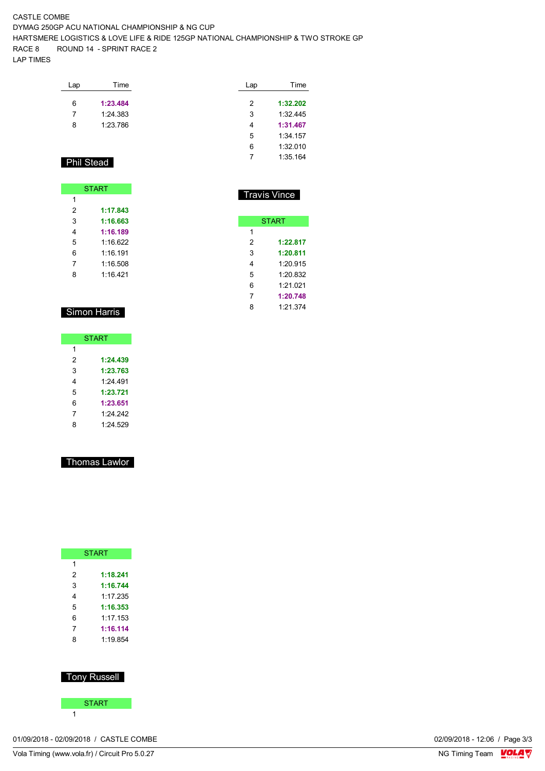CASTLE COMBE
DYMAG 250GP ACU NATIONAL CHAMPIONSHIP & NG CUP
HARTSMERE LOGISTICS & LOVE LIFE & RIDE 125GP NATIONAL CHAMPIONSHIP & TWO STROKE GP
RACE 8 ROUND 14 - SPRINT RACE 2
LAP TIMES

| Lap | Time |
|---|---|
| 6 | **1:23.484** |
| 7 | 1:24.383 |
| 8 | 1:23.786 |

## Phil Stead

| Lap | Time |
|---|---|
| START | |
| 1 | |
| 2 | **1:17.843** |
| 3 | **1:16.663** |
| 4 | **1:16.189** |
| 5 | 1:16.622 |
| 6 | 1:16.191 |
| 7 | 1:16.508 |
| 8 | 1:16.421 |

## Simon Harris

| Lap | Time |
|---|---|
| START | |
| 1 | |
| 2 | **1:24.439** |
| 3 | **1:23.763** |
| 4 | 1:24.491 |
| 5 | **1:23.721** |
| 6 | **1:23.651** |
| 7 | 1:24.242 |
| 8 | 1:24.529 |

## Thomas Lawlor

| Lap | Time |
|---|---|
| START | |
| 1 | |
| 2 | **1:18.241** |
| 3 | **1:16.744** |
| 4 | 1:17.235 |
| 5 | **1:16.353** |
| 6 | 1:17.153 |
| 7 | **1:16.114** |
| 8 | 1:19.854 |

## Tony Russell

| Lap | Time |
|---|---|
| START | |
| 1 | |

| Lap | Time |
|---|---|
| 2 | **1:32.202** |
| 3 | 1:32.445 |
| 4 | **1:31.467** |
| 5 | 1:34.157 |
| 6 | 1:32.010 |
| 7 | 1:35.164 |

## Travis Vince

| Lap | Time |
|---|---|
| START | |
| 1 | |
| 2 | **1:22.817** |
| 3 | **1:20.811** |
| 4 | 1:20.915 |
| 5 | 1:20.832 |
| 6 | 1:21.021 |
| 7 | **1:20.748** |
| 8 | 1:21.374 |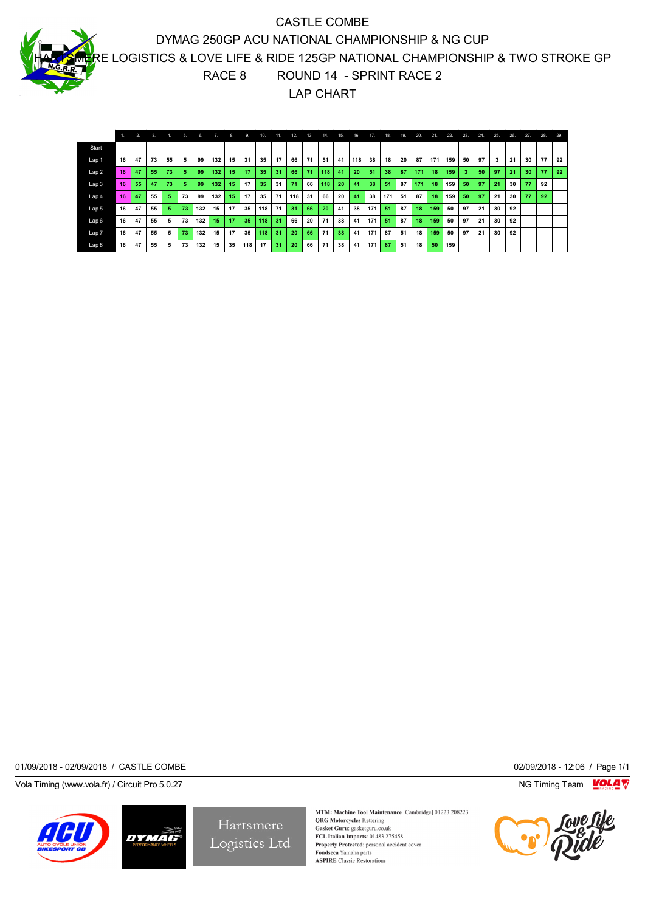# CASTLE COMBE

## DYMAG 250GP ACU NATIONAL CHAMPIONSHIP & NG CUP

## HARTSMERE LOGISTICS & LOVE LIFE & RIDE 125GP NATIONAL CHAMPIONSHIP & TWO STROKE GP

## RACE 8 ROUND 14 - SPRINT RACE 2

## LAP CHART

| | 1. | 2. | 3. | 4. | 5. | 6. | 7. | 8. | 9. | 10. | 11. | 12. | 13. | 14. | 15. | 16. | 17. | 18. | 19. | 20. | 21. | 22. | 23. | 24. | 25. | 26. | 27. | 28. | 29. |
|---|---|---|---|---|---|---|---|---|---|---|---|---|---|---|---|---|---|---|---|---|---|---|---|---|---|---|---|---|---|
| Start | | | | | | | | | | | | | | | | | | | | | | | | | | | | | |
| Lap 1 | 16 | 47 | 73 | 55 | 5 | 99 | 132 | 15 | 31 | 35 | 17 | 66 | 71 | 51 | 41 | 118 | 38 | 18 | 20 | 87 | 171 | 159 | 50 | 97 | 3 | 21 | 30 | 77 | 92 |
| Lap 2 | 16 | 47 | 55 | 73 | 5 | 99 | 132 | 15 | 17 | 35 | 31 | 66 | 71 | 118 | 41 | 20 | 51 | 38 | 87 | 171 | 18 | 159 | 3 | 50 | 97 | 21 | 30 | 77 | 92 |
| Lap 3 | 16 | 55 | 47 | 73 | 5 | 99 | 132 | 15 | 17 | 35 | 31 | 71 | 66 | 118 | 20 | 41 | 38 | 51 | 87 | 171 | 18 | 159 | 50 | 97 | 21 | 30 | 77 | 92 | |
| Lap 4 | 16 | 47 | 55 | 5 | 73 | 99 | 132 | 15 | 17 | 35 | 71 | 118 | 31 | 66 | 20 | 41 | 38 | 171 | 51 | 87 | 18 | 159 | 50 | 97 | 21 | 30 | 77 | 92 | |
| Lap 5 | 16 | 47 | 55 | 5 | 73 | 132 | 15 | 17 | 35 | 118 | 71 | 31 | 66 | 20 | 41 | 38 | 171 | 51 | 87 | 18 | 159 | 50 | 97 | 21 | 30 | 92 | | | |
| Lap 6 | 16 | 47 | 55 | 5 | 73 | 132 | 15 | 17 | 35 | 118 | 31 | 66 | 20 | 71 | 38 | 41 | 171 | 51 | 87 | 18 | 159 | 50 | 97 | 21 | 30 | 92 | | | |
| Lap 7 | 16 | 47 | 55 | 5 | 73 | 132 | 15 | 17 | 35 | 118 | 31 | 20 | 66 | 71 | 38 | 41 | 171 | 87 | 51 | 18 | 159 | 50 | 97 | 21 | 30 | 92 | | | |
| Lap 8 | 16 | 47 | 55 | 5 | 73 | 132 | 15 | 35 | 118 | 17 | 31 | 20 | 66 | 71 | 38 | 41 | 171 | 87 | 51 | 18 | 50 | 159 | | | | | | | |

01/09/2018 - 02/09/2018 / CASTLE COMBE

02/09/2018 - 12:06 / Page 1/1

Vola Timing (www.vola.fr) / Circuit Pro 5.0.27

NG Timing Team

Hartsmere Logistics Ltd

**MTM: Machine Tool Maintenance** [Cambridge] 01223 208223
**QRG Motorcycles** Kettering
**Gasket Guru**: gasketguru.co.uk
**FCL Italian Imports**: 01483 275458
**Properly Protected**: personal accident cover
**Fondseca** Yamaha parts
**ASPIRE** Classic Restorations